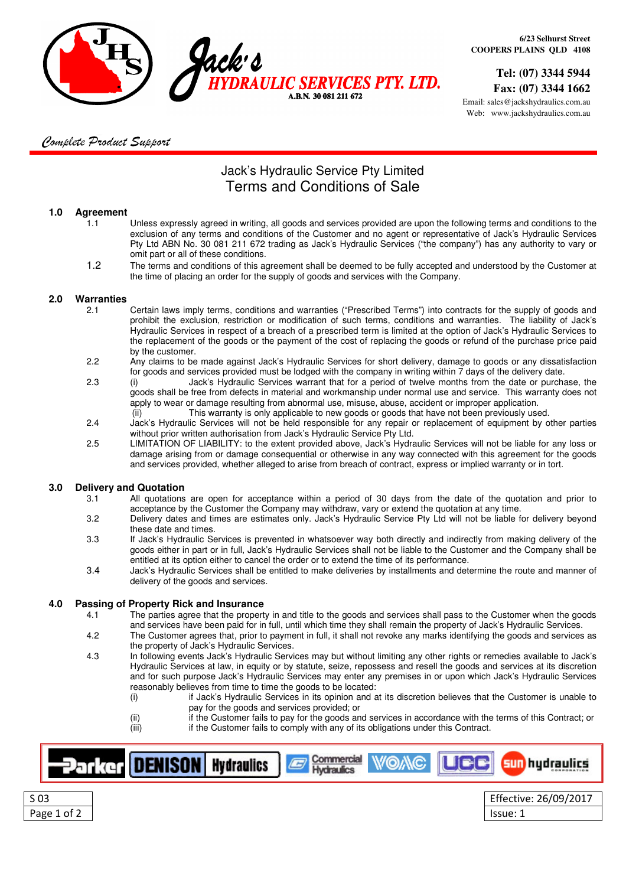Jack's HYDRAULIC SERVICES PTY. LTD.
A.B.N. 30 081 211 672

6/23 Selhurst Street
COOPERS PLAINS QLD 4108

Tel: (07) 3344 5944
Fax: (07) 3344 1662
Email: sales@jackshydraulics.com.au
Web: www.jackshydraulics.com.au

*Complete Product Support*

# Jack's Hydraulic Service Pty Limited
# Terms and Conditions of Sale

## 1.0 Agreement

1.1 Unless expressly agreed in writing, all goods and services provided are upon the following terms and conditions to the exclusion of any terms and conditions of the Customer and no agent or representative of Jack's Hydraulic Services Pty Ltd ABN No. 30 081 211 672 trading as Jack's Hydraulic Services ("the company") has any authority to vary or omit part or all of these conditions.

1.2 The terms and conditions of this agreement shall be deemed to be fully accepted and understood by the Customer at the time of placing an order for the supply of goods and services with the Company.

## 2.0 Warranties

2.1 Certain laws imply terms, conditions and warranties ("Prescribed Terms") into contracts for the supply of goods and prohibit the exclusion, restriction or modification of such terms, conditions and warranties. The liability of Jack's Hydraulic Services in respect of a breach of a prescribed term is limited at the option of Jack's Hydraulic Services to the replacement of the goods or the payment of the cost of replacing the goods or refund of the purchase price paid by the customer.

2.2 Any claims to be made against Jack's Hydraulic Services for short delivery, damage to goods or any dissatisfaction for goods and services provided must be lodged with the company in writing within 7 days of the delivery date.

2.3 (i) Jack's Hydraulic Services warrant that for a period of twelve months from the date or purchase, the goods shall be free from defects in material and workmanship under normal use and service. This warranty does not apply to wear or damage resulting from abnormal use, misuse, abuse, accident or improper application.
(ii) This warranty is only applicable to new goods or goods that have not been previously used.

2.4 Jack's Hydraulic Services will not be held responsible for any repair or replacement of equipment by other parties without prior written authorisation from Jack's Hydraulic Service Pty Ltd.

2.5 LIMITATION OF LIABILITY: to the extent provided above, Jack's Hydraulic Services will not be liable for any loss or damage arising from or damage consequential or otherwise in any way connected with this agreement for the goods and services provided, whether alleged to arise from breach of contract, express or implied warranty or in tort.

## 3.0 Delivery and Quotation

3.1 All quotations are open for acceptance within a period of 30 days from the date of the quotation and prior to acceptance by the Customer the Company may withdraw, vary or extend the quotation at any time.

3.2 Delivery dates and times are estimates only. Jack's Hydraulic Service Pty Ltd will not be liable for delivery beyond these date and times.

3.3 If Jack's Hydraulic Services is prevented in whatsoever way both directly and indirectly from making delivery of the goods either in part or in full, Jack's Hydraulic Services shall not be liable to the Customer and the Company shall be entitled at its option either to cancel the order or to extend the time of its performance.

3.4 Jack's Hydraulic Services shall be entitled to make deliveries by installments and determine the route and manner of delivery of the goods and services.

## 4.0 Passing of Property Rick and Insurance

4.1 The parties agree that the property in and title to the goods and services shall pass to the Customer when the goods and services have been paid for in full, until which time they shall remain the property of Jack's Hydraulic Services.

4.2 The Customer agrees that, prior to payment in full, it shall not revoke any marks identifying the goods and services as the property of Jack's Hydraulic Services.

4.3 In following events Jack's Hydraulic Services may but without limiting any other rights or remedies available to Jack's Hydraulic Services at law, in equity or by statute, seize, repossess and resell the goods and services at its discretion and for such purpose Jack's Hydraulic Services may enter any premises in or upon which Jack's Hydraulic Services reasonably believes from time to time the goods to be located:
(i) if Jack's Hydraulic Services in its opinion and at its discretion believes that the Customer is unable to pay for the goods and services provided; or
(ii) if the Customer fails to pay for the goods and services in accordance with the terms of this Contract; or
(iii) if the Customer fails to comply with any of its obligations under this Contract.

Parker | DENISON Hydraulics | Commercial Hydraulics | VOAC | UCC | sun hydraulics

S 03 | Effective: 26/09/2017 | Issue: 1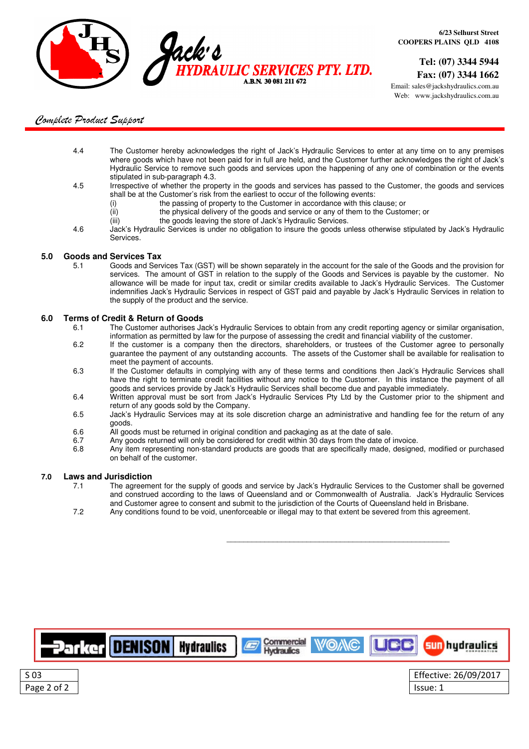4.4 The Customer hereby acknowledges the right of Jack's Hydraulic Services to enter at any time on to any premises where goods which have not been paid for in full are held, and the Customer further acknowledges the right of Jack's Hydraulic Service to remove such goods and services upon the happening of any one of combination or the events stipulated in sub-paragraph 4.3.

4.5 Irrespective of whether the property in the goods and services has passed to the Customer, the goods and services shall be at the Customer's risk from the earliest to occur of the following events:
- (i) the passing of property to the Customer in accordance with this clause; or
- (ii) the physical delivery of the goods and service or any of them to the Customer; or
- (iii) the goods leaving the store of Jack's Hydraulic Services.

4.6 Jack's Hydraulic Services is under no obligation to insure the goods unless otherwise stipulated by Jack's Hydraulic Services.

## 5.0 Goods and Services Tax

5.1 Goods and Services Tax (GST) will be shown separately in the account for the sale of the Goods and the provision for services. The amount of GST in relation to the supply of the Goods and Services is payable by the customer. No allowance will be made for input tax, credit or similar credits available to Jack's Hydraulic Services. The Customer indemnifies Jack's Hydraulic Services in respect of GST paid and payable by Jack's Hydraulic Services in relation to the supply of the product and the service.

## 6.0 Terms of Credit & Return of Goods

6.1 The Customer authorises Jack's Hydraulic Services to obtain from any credit reporting agency or similar organisation, information as permitted by law for the purpose of assessing the credit and financial viability of the customer.

6.2 If the customer is a company then the directors, shareholders, or trustees of the Customer agree to personally guarantee the payment of any outstanding accounts. The assets of the Customer shall be available for realisation to meet the payment of accounts.

6.3 If the Customer defaults in complying with any of these terms and conditions then Jack's Hydraulic Services shall have the right to terminate credit facilities without any notice to the Customer. In this instance the payment of all goods and services provide by Jack's Hydraulic Services shall become due and payable immediately.

6.4 Written approval must be sort from Jack's Hydraulic Services Pty Ltd by the Customer prior to the shipment and return of any goods sold by the Company.

6.5 Jack's Hydraulic Services may at its sole discretion charge an administrative and handling fee for the return of any goods.

6.6 All goods must be returned in original condition and packaging as at the date of sale.

6.7 Any goods returned will only be considered for credit within 30 days from the date of invoice.

6.8 Any item representing non-standard products are goods that are specifically made, designed, modified or purchased on behalf of the customer.

## 7.0 Laws and Jurisdiction

7.1 The agreement for the supply of goods and service by Jack's Hydraulic Services to the Customer shall be governed and construed according to the laws of Queensland and or Commonwealth of Australia. Jack's Hydraulic Services and Customer agree to consent and submit to the jurisdiction of the Courts of Queensland held in Brisbane.

7.2 Any conditions found to be void, unenforceable or illegal may to that extent be severed from this agreement.

\_\_\_\_\_\_\_\_\_\_\_\_\_\_\_\_\_\_\_\_\_\_\_\_\_\_\_\_\_\_\_\_\_\_\_\_\_\_\_\_\_\_\_\_\_\_\_\_\_\_

S 03

Effective: 26/09/2017

Issue: 1